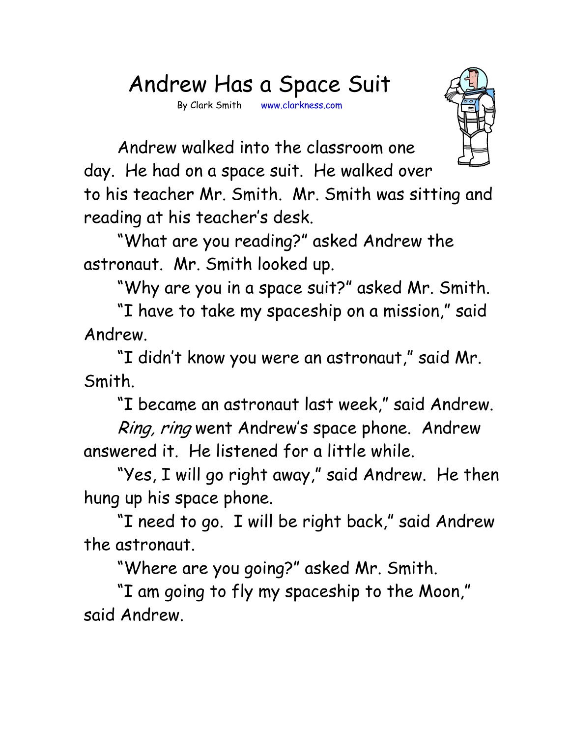# Andrew Has a Space Suit

By Clark Smith www.clarkness.com

Andrew walked into the classroom one day. He had on a space suit. He walked over to his teacher Mr. Smith. Mr. Smith was sitting and reading at his teacher's desk.

"What are you reading?" asked Andrew the astronaut. Mr. Smith looked up.

"Why are you in a space suit?" asked Mr. Smith.

"I have to take my spaceship on a mission," said Andrew.

"I didn't know you were an astronaut," said Mr. Smith.

"I became an astronaut last week," said Andrew.

*Ring, ring* went Andrew's space phone. Andrew answered it. He listened for a little while.

"Yes, I will go right away," said Andrew. He then hung up his space phone.

"I need to go. I will be right back," said Andrew the astronaut.

"Where are you going?" asked Mr. Smith.

"I am going to fly my spaceship to the Moon," said Andrew.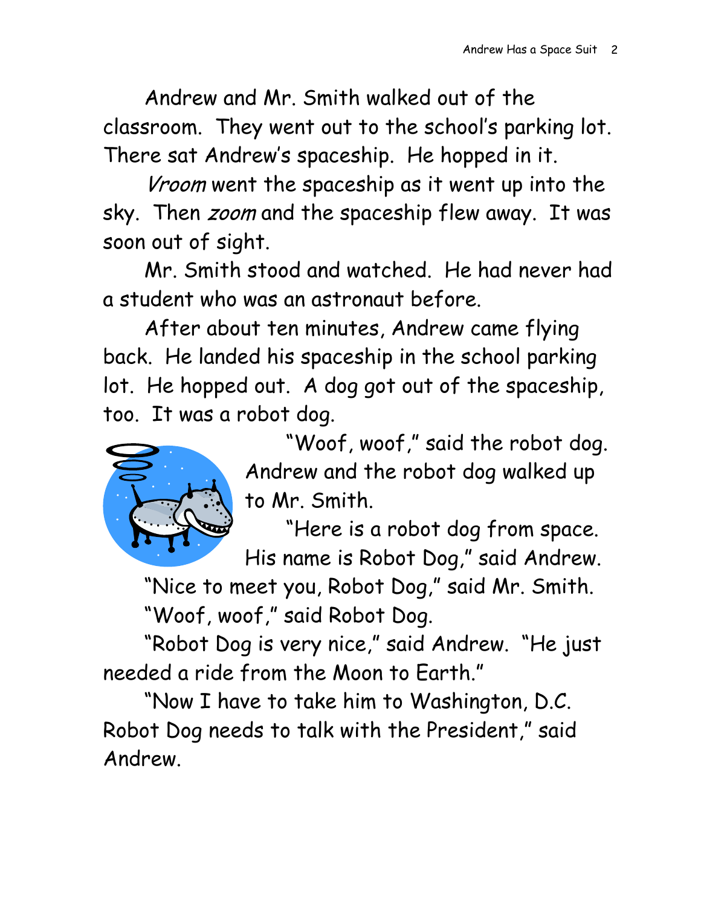Andrew and Mr. Smith walked out of the classroom. They went out to the school's parking lot. There sat Andrew's spaceship. He hopped in it.

*Vroom* went the spaceship as it went up into the sky. Then *zoom* and the spaceship flew away. It was soon out of sight.

Mr. Smith stood and watched. He had never had a student who was an astronaut before.

After about ten minutes, Andrew came flying back. He landed his spaceship in the school parking lot. He hopped out. A dog got out of the spaceship, too. It was a robot dog.

"Woof, woof," said the robot dog. Andrew and the robot dog walked up to Mr. Smith.

"Here is a robot dog from space. His name is Robot Dog," said Andrew.

"Nice to meet you, Robot Dog," said Mr. Smith.

"Woof, woof," said Robot Dog.

"Robot Dog is very nice," said Andrew. "He just needed a ride from the Moon to Earth."

"Now I have to take him to Washington, D.C. Robot Dog needs to talk with the President," said Andrew.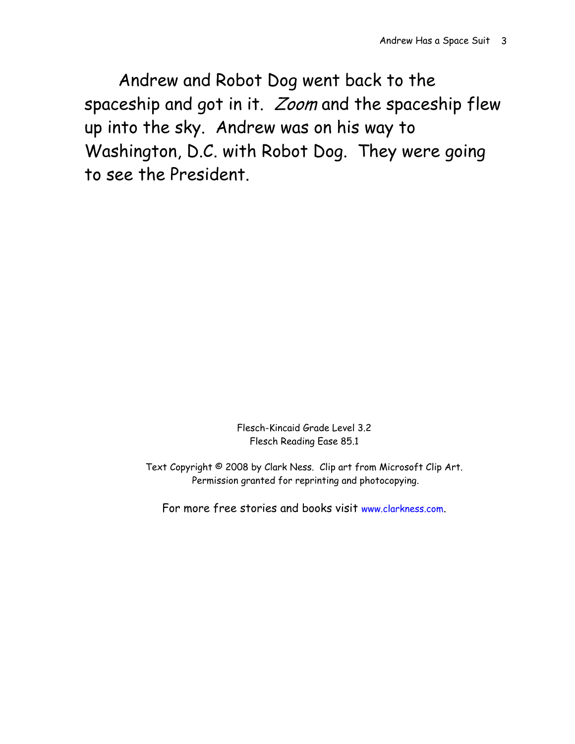Andrew and Robot Dog went back to the spaceship and got in it. *Zoom* and the spaceship flew up into the sky. Andrew was on his way to Washington, D.C. with Robot Dog. They were going to see the President.

Flesch-Kincaid Grade Level 3.2
Flesch Reading Ease 85.1

Text Copyright © 2008 by Clark Ness. Clip art from Microsoft Clip Art.
Permission granted for reprinting and photocopying.

For more free stories and books visit www.clarkness.com.